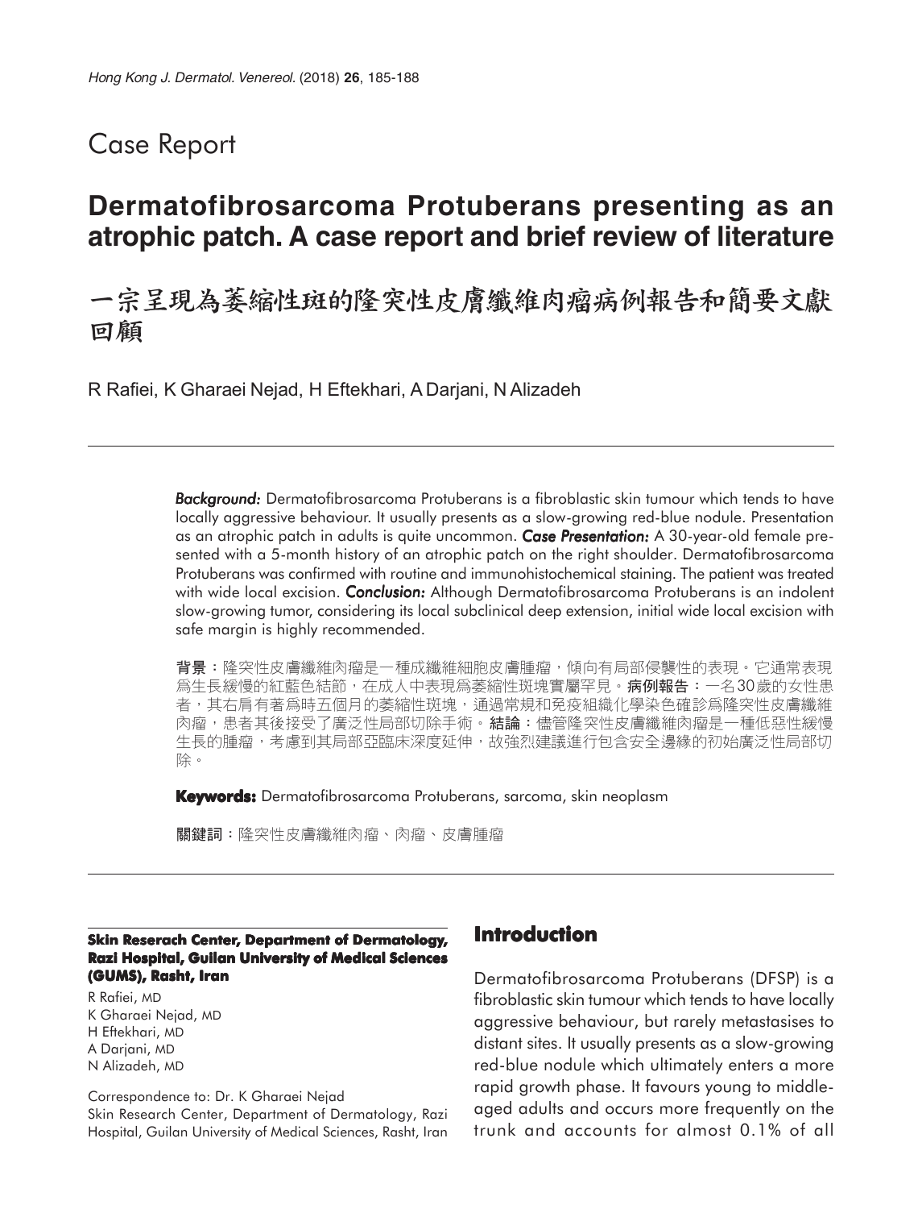Case Report

# Dermatofibrosarcoma Protuberans presenting as an atrophic patch. A case report and brief review of literature

# 一宗呈現為萎縮性斑的隆突性皮膚纖維肉瘤病例報告和簡要文獻回顧

R Rafiei, K Gharaei Nejad, H Eftekhari, A Darjani, N Alizadeh

***Background:*** Dermatofibrosarcoma Protuberans is a fibroblastic skin tumour which tends to have locally aggressive behaviour. It usually presents as a slow-growing red-blue nodule. Presentation as an atrophic patch in adults is quite uncommon. ***Case Presentation:*** A 30-year-old female presented with a 5-month history of an atrophic patch on the right shoulder. Dermatofibrosarcoma Protuberans was confirmed with routine and immunohistochemical staining. The patient was treated with wide local excision. ***Conclusion:*** Although Dermatofibrosarcoma Protuberans is an indolent slow-growing tumor, considering its local subclinical deep extension, initial wide local excision with safe margin is highly recommended.

**背景：**隆突性皮膚纖維肉瘤是一種成纖維細胞皮膚腫瘤，傾向有局部侵襲性的表現。它通常表現為生長緩慢的紅藍色結節，在成人中表現爲萎縮性斑塊實屬罕見。**病例報告：**一名30歲的女性患者，其右肩有著爲時五個月的萎縮性斑塊，通過常規和免疫組織化學染色確診爲隆突性皮膚纖維肉瘤，患者其後接受了廣泛性局部切除手術。**結論：**儘管隆突性皮膚纖維肉瘤是一種低惡性緩慢生長的腫瘤，考慮到其局部亞臨床深度延伸，故強烈建議進行包含安全邊緣的初始廣泛性局部切除。

**Keywords:** Dermatofibrosarcoma Protuberans, sarcoma, skin neoplasm

**關鍵詞：**隆突性皮膚纖維肉瘤、肉瘤、皮膚腫瘤

**Skin Reserach Center, Department of Dermatology, Razi Hospital, Guilan University of Medical Sciences (GUMS), Rasht, Iran**

R Rafiei, MD
K Gharaei Nejad, MD
H Eftekhari, MD
A Darjani, MD
N Alizadeh, MD

Correspondence to: Dr. K Gharaei Nejad
Skin Research Center, Department of Dermatology, Razi Hospital, Guilan University of Medical Sciences, Rasht, Iran

## Introduction

Dermatofibrosarcoma Protuberans (DFSP) is a fibroblastic skin tumour which tends to have locally aggressive behaviour, but rarely metastasises to distant sites. It usually presents as a slow-growing red-blue nodule which ultimately enters a more rapid growth phase. It favours young to middle-aged adults and occurs more frequently on the trunk and accounts for almost 0.1% of all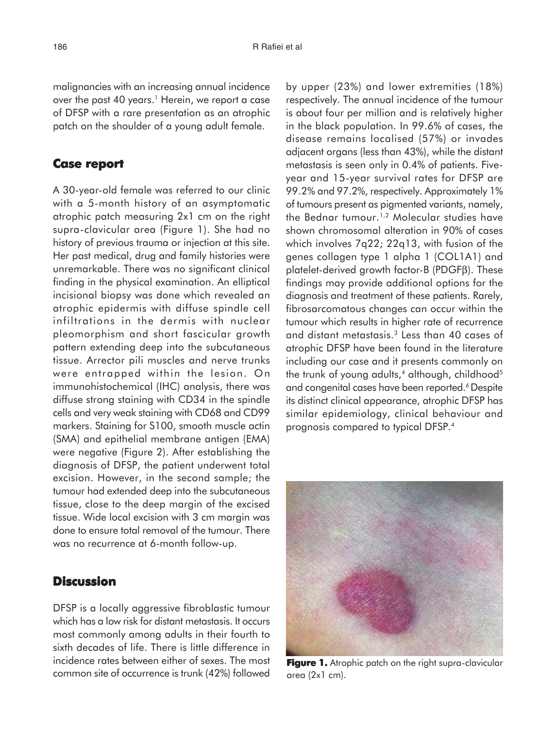malignancies with an increasing annual incidence over the past 40 years.[1] Herein, we report a case of DFSP with a rare presentation as an atrophic patch on the shoulder of a young adult female.

## Case report

A 30-year-old female was referred to our clinic with a 5-month history of an asymptomatic atrophic patch measuring 2x1 cm on the right supra-clavicular area (Figure 1). She had no history of previous trauma or injection at this site. Her past medical, drug and family histories were unremarkable. There was no significant clinical finding in the physical examination. An elliptical incisional biopsy was done which revealed an atrophic epidermis with diffuse spindle cell infiltrations in the dermis with nuclear pleomorphism and short fascicular growth pattern extending deep into the subcutaneous tissue. Arrector pili muscles and nerve trunks were entrapped within the lesion. On immunohistochemical (IHC) analysis, there was diffuse strong staining with CD34 in the spindle cells and very weak staining with CD68 and CD99 markers. Staining for S100, smooth muscle actin (SMA) and epithelial membrane antigen (EMA) were negative (Figure 2). After establishing the diagnosis of DFSP, the patient underwent total excision. However, in the second sample; the tumour had extended deep into the subcutaneous tissue, close to the deep margin of the excised tissue. Wide local excision with 3 cm margin was done to ensure total removal of the tumour. There was no recurrence at 6-month follow-up.

## Discussion

DFSP is a locally aggressive fibroblastic tumour which has a low risk for distant metastasis. It occurs most commonly among adults in their fourth to sixth decades of life. There is little difference in incidence rates between either of sexes. The most common site of occurrence is trunk (42%) followed by upper (23%) and lower extremities (18%) respectively. The annual incidence of the tumour is about four per million and is relatively higher in the black population. In 99.6% of cases, the disease remains localised (57%) or invades adjacent organs (less than 43%), while the distant metastasis is seen only in 0.4% of patients. Five-year and 15-year survival rates for DFSP are 99.2% and 97.2%, respectively. Approximately 1% of tumours present as pigmented variants, namely, the Bednar tumour.[1,2] Molecular studies have shown chromosomal alteration in 90% of cases which involves 7q22; 22q13, with fusion of the genes collagen type 1 alpha 1 (COL1A1) and platelet-derived growth factor-B (PDGFβ). These findings may provide additional options for the diagnosis and treatment of these patients. Rarely, fibrosarcomatous changes can occur within the tumour which results in higher rate of recurrence and distant metastasis.[3] Less than 40 cases of atrophic DFSP have been found in the literature including our case and it presents commonly on the trunk of young adults,[4] although, childhood[5] and congenital cases have been reported.[6] Despite its distinct clinical appearance, atrophic DFSP has similar epidemiology, clinical behaviour and prognosis compared to typical DFSP.[4]

**Figure 1.** Atrophic patch on the right supra-clavicular area (2x1 cm).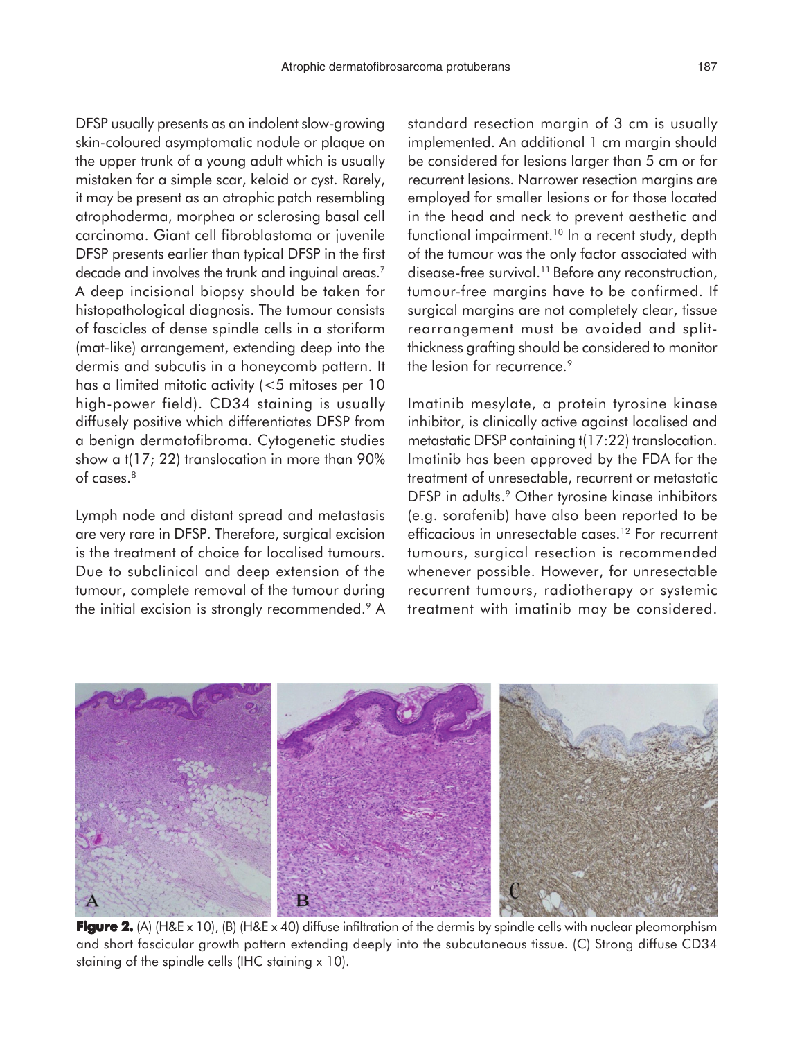DFSP usually presents as an indolent slow-growing skin-coloured asymptomatic nodule or plaque on the upper trunk of a young adult which is usually mistaken for a simple scar, keloid or cyst. Rarely, it may be present as an atrophic patch resembling atrophoderma, morphea or sclerosing basal cell carcinoma. Giant cell fibroblastoma or juvenile DFSP presents earlier than typical DFSP in the first decade and involves the trunk and inguinal areas.[7] A deep incisional biopsy should be taken for histopathological diagnosis. The tumour consists of fascicles of dense spindle cells in a storiform (mat-like) arrangement, extending deep into the dermis and subcutis in a honeycomb pattern. It has a limited mitotic activity (<5 mitoses per 10 high-power field). CD34 staining is usually diffusely positive which differentiates DFSP from a benign dermatofibroma. Cytogenetic studies show a t(17; 22) translocation in more than 90% of cases.[8]

Lymph node and distant spread and metastasis are very rare in DFSP. Therefore, surgical excision is the treatment of choice for localised tumours. Due to subclinical and deep extension of the tumour, complete removal of the tumour during the initial excision is strongly recommended.[9] A standard resection margin of 3 cm is usually implemented. An additional 1 cm margin should be considered for lesions larger than 5 cm or for recurrent lesions. Narrower resection margins are employed for smaller lesions or for those located in the head and neck to prevent aesthetic and functional impairment.[10] In a recent study, depth of the tumour was the only factor associated with disease-free survival.[11] Before any reconstruction, tumour-free margins have to be confirmed. If surgical margins are not completely clear, tissue rearrangement must be avoided and split-thickness grafting should be considered to monitor the lesion for recurrence.[9]

Imatinib mesylate, a protein tyrosine kinase inhibitor, is clinically active against localised and metastatic DFSP containing t(17:22) translocation. Imatinib has been approved by the FDA for the treatment of unresectable, recurrent or metastatic DFSP in adults.[9] Other tyrosine kinase inhibitors (e.g. sorafenib) have also been reported to be efficacious in unresectable cases.[12] For recurrent tumours, surgical resection is recommended whenever possible. However, for unresectable recurrent tumours, radiotherapy or systemic treatment with imatinib may be considered.

**Figure 2.** (A) (H&E x 10), (B) (H&E x 40) diffuse infiltration of the dermis by spindle cells with nuclear pleomorphism and short fascicular growth pattern extending deeply into the subcutaneous tissue. (C) Strong diffuse CD34 staining of the spindle cells (IHC staining x 10).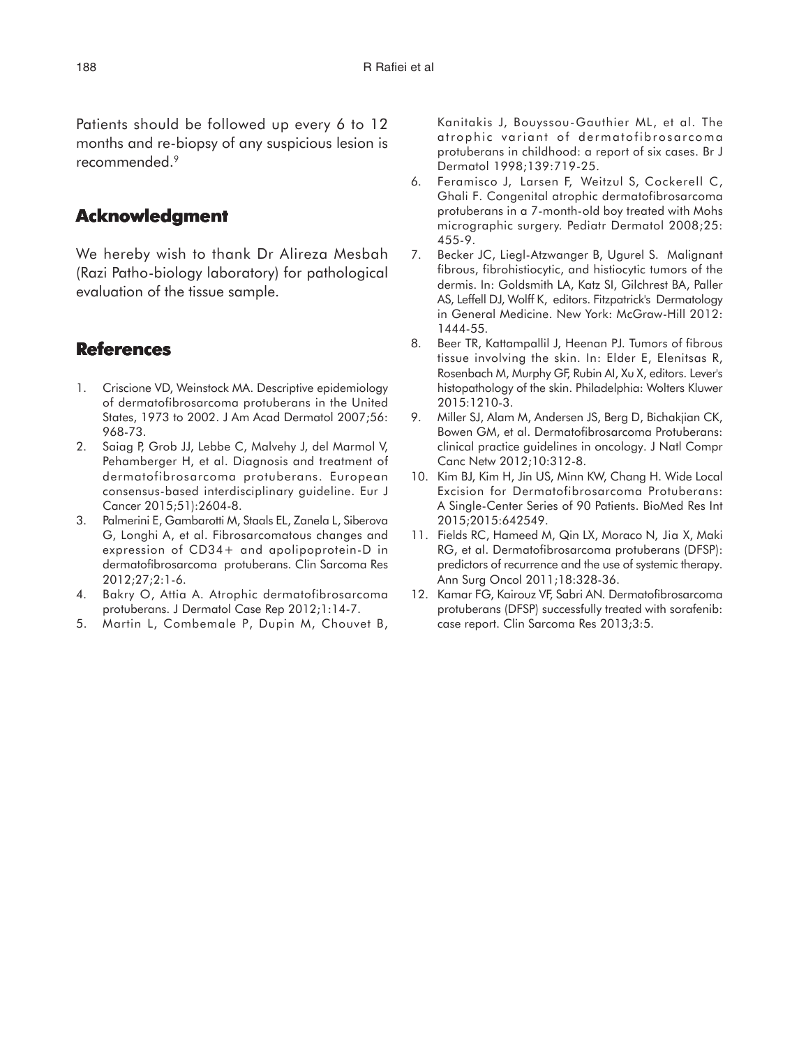Patients should be followed up every 6 to 12 months and re-biopsy of any suspicious lesion is recommended.[9]

## Acknowledgment

We hereby wish to thank Dr Alireza Mesbah (Razi Patho-biology laboratory) for pathological evaluation of the tissue sample.

## References

1. Criscione VD, Weinstock MA. Descriptive epidemiology of dermatofibrosarcoma protuberans in the United States, 1973 to 2002. J Am Acad Dermatol 2007;56: 968-73.
2. Saiag P, Grob JJ, Lebbe C, Malvehy J, del Marmol V, Pehamberger H, et al. Diagnosis and treatment of dermatofibrosarcoma protuberans. European consensus-based interdisciplinary guideline. Eur J Cancer 2015;51):2604-8.
3. Palmerini E, Gambarotti M, Staals EL, Zanela L, Siberova G, Longhi A, et al. Fibrosarcomatous changes and expression of CD34+ and apolipoprotein-D in dermatofibrosarcoma protuberans. Clin Sarcoma Res 2012;27;2:1-6.
4. Bakry O, Attia A. Atrophic dermatofibrosarcoma protuberans. J Dermatol Case Rep 2012;1:14-7.
5. Martin L, Combemale P, Dupin M, Chouvet B, Kanitakis J, Bouyssou-Gauthier ML, et al. The atrophic variant of dermatofibrosarcoma protuberans in childhood: a report of six cases. Br J Dermatol 1998;139:719-25.
6. Feramisco J, Larsen F, Weitzul S, Cockerell C, Ghali F. Congenital atrophic dermatofibrosarcoma protuberans in a 7-month-old boy treated with Mohs micrographic surgery. Pediatr Dermatol 2008;25: 455-9.
7. Becker JC, Liegl-Atzwanger B, Ugurel S. Malignant fibrous, fibrohistiocytic, and histiocytic tumors of the dermis. In: Goldsmith LA, Katz SI, Gilchrest BA, Paller AS, Leffell DJ, Wolff K, editors. Fitzpatrick's Dermatology in General Medicine. New York: McGraw-Hill 2012: 1444-55.
8. Beer TR, Kattampallil J, Heenan PJ. Tumors of fibrous tissue involving the skin. In: Elder E, Elenitsas R, Rosenbach M, Murphy GF, Rubin AI, Xu X, editors. Lever's histopathology of the skin. Philadelphia: Wolters Kluwer 2015:1210-3.
9. Miller SJ, Alam M, Andersen JS, Berg D, Bichakjian CK, Bowen GM, et al. Dermatofibrosarcoma Protuberans: clinical practice guidelines in oncology. J Natl Compr Canc Netw 2012;10:312-8.
10. Kim BJ, Kim H, Jin US, Minn KW, Chang H. Wide Local Excision for Dermatofibrosarcoma Protuberans: A Single-Center Series of 90 Patients. BioMed Res Int 2015;2015:642549.
11. Fields RC, Hameed M, Qin LX, Moraco N, Jia X, Maki RG, et al. Dermatofibrosarcoma protuberans (DFSP): predictors of recurrence and the use of systemic therapy. Ann Surg Oncol 2011;18:328-36.
12. Kamar FG, Kairouz VF, Sabri AN. Dermatofibrosarcoma protuberans (DFSP) successfully treated with sorafenib: case report. Clin Sarcoma Res 2013;3:5.